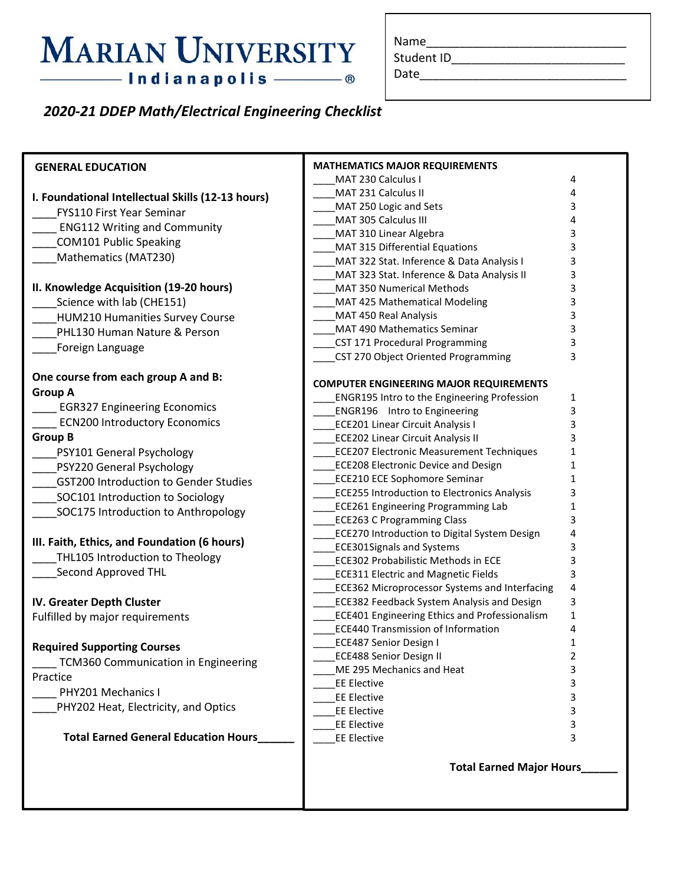# MARIAN UNIVERSITY
Indianapolis

Name____________________________
Student ID_________________________
Date______________________________

*2020-21 DDEP Math/Electrical Engineering Checklist*

## GENERAL EDUCATION

**I. Foundational Intellectual Skills (12-13 hours)**

____FYS110 First Year Seminar
____ ENG112 Writing and Community
____COM101 Public Speaking
____Mathematics (MAT230)

**II. Knowledge Acquisition (19-20 hours)**

____Science with lab (CHE151)
____HUM210 Humanities Survey Course
____PHL130 Human Nature & Person
____Foreign Language

**One course from each group A and B:**

**Group A**

____ EGR327 Engineering Economics
____ ECN200 Introductory Economics

**Group B**

____PSY101 General Psychology
____PSY220 General Psychology
____GST200 Introduction to Gender Studies
____SOC101 Introduction to Sociology
____SOC175 Introduction to Anthropology

**III. Faith, Ethics, and Foundation (6 hours)**

____THL105 Introduction to Theology
____Second Approved THL

**IV. Greater Depth Cluster**

Fulfilled by major requirements

**Required Supporting Courses**

____ TCM360 Communication in Engineering Practice
____ PHY201 Mechanics I
____PHY202 Heat, Electricity, and Optics

**Total Earned General Education Hours______**

## MATHEMATICS MAJOR REQUIREMENTS

| Course | Hours |
|---|---|
| ____MAT 230 Calculus I | 4 |
| ____MAT 231 Calculus II | 4 |
| ____MAT 250 Logic and Sets | 3 |
| ____MAT 305 Calculus III | 4 |
| ____MAT 310 Linear Algebra | 3 |
| ____MAT 315 Differential Equations | 3 |
| ____MAT 322 Stat. Inference & Data Analysis I | 3 |
| ____MAT 323 Stat. Inference & Data Analysis II | 3 |
| ____MAT 350 Numerical Methods | 3 |
| ____MAT 425 Mathematical Modeling | 3 |
| ____MAT 450 Real Analysis | 3 |
| ____MAT 490 Mathematics Seminar | 3 |
| ____CST 171 Procedural Programming | 3 |
| ____CST 270 Object Oriented Programming | 3 |

## COMPUTER ENGINEERING MAJOR REQUIREMENTS

| Course | Hours |
|---|---|
| ____ENGR195 Intro to the Engineering Profession | 1 |
| ____ENGR196 Intro to Engineering | 3 |
| ____ECE201 Linear Circuit Analysis I | 3 |
| ____ECE202 Linear Circuit Analysis II | 3 |
| ____ECE207 Electronic Measurement Techniques | 1 |
| ____ECE208 Electronic Device and Design | 1 |
| ____ECE210 ECE Sophomore Seminar | 1 |
| ____ECE255 Introduction to Electronics Analysis | 3 |
| ____ECE261 Engineering Programming Lab | 1 |
| ____ECE263 C Programming Class | 3 |
| ____ECE270 Introduction to Digital System Design | 4 |
| ____ECE301Signals and Systems | 3 |
| ____ECE302 Probabilistic Methods in ECE | 3 |
| ____ECE311 Electric and Magnetic Fields | 3 |
| ____ECE362 Microprocessor Systems and Interfacing | 4 |
| ____ECE382 Feedback System Analysis and Design | 3 |
| ____ECE401 Engineering Ethics and Professionalism | 1 |
| ____ECE440 Transmission of Information | 4 |
| ____ECE487 Senior Design I | 1 |
| ____ECE488 Senior Design II | 2 |
| ____ME 295 Mechanics and Heat | 3 |
| ____EE Elective | 3 |
| ____EE Elective | 3 |
| ____EE Elective | 3 |
| ____EE Elective | 3 |
| ____EE Elective | 3 |

**Total Earned Major Hours______**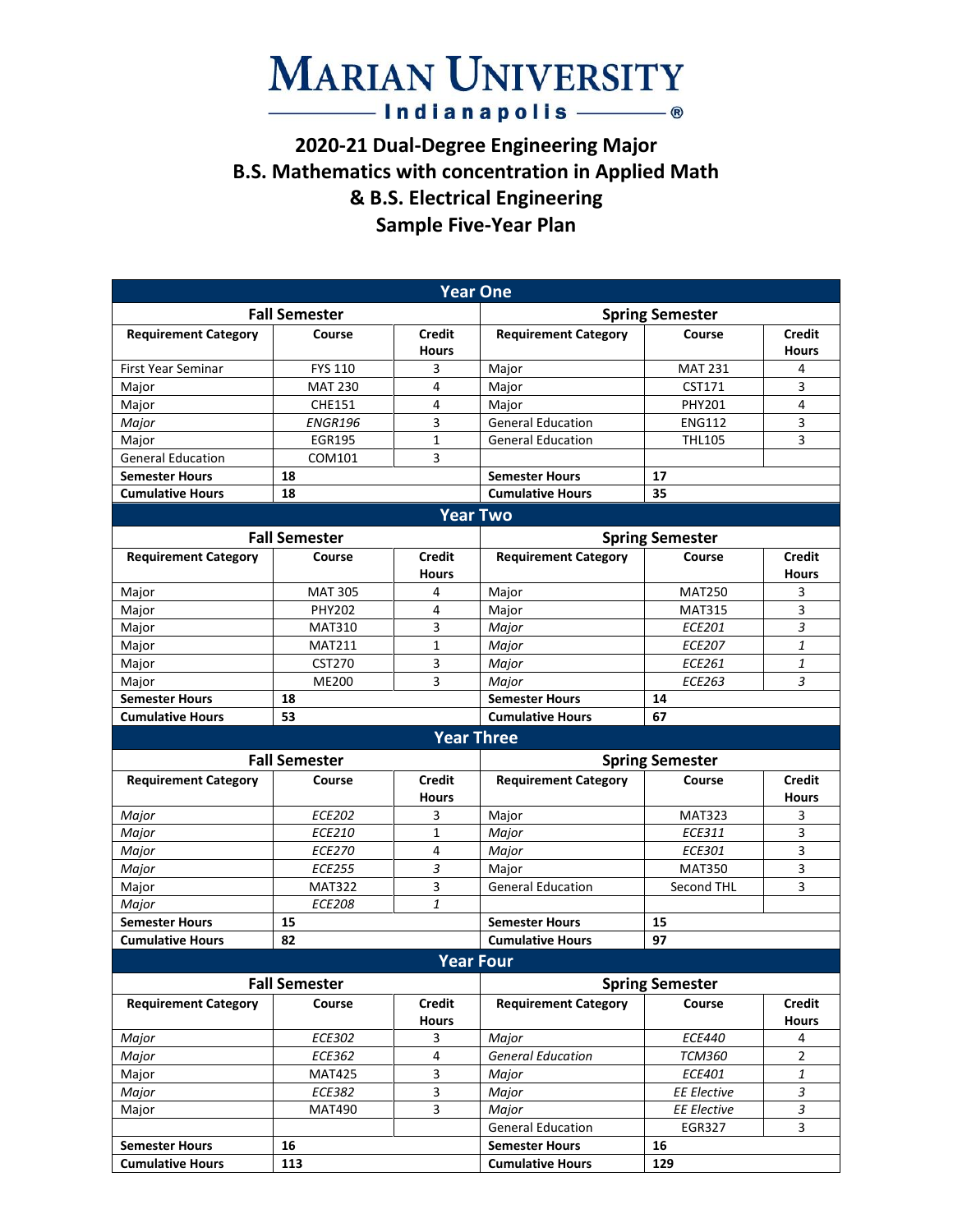# MARIAN UNIVERSITY

Indianapolis ®

## 2020-21 Dual-Degree Engineering Major
## B.S. Mathematics with concentration in Applied Math
## & B.S. Electrical Engineering
## Sample Five-Year Plan

| **Year One** | | | | | |
|---|---|---|---|---|---|
| **Fall Semester** | | | **Spring Semester** | | |
| **Requirement Category** | **Course** | **Credit Hours** | **Requirement Category** | **Course** | **Credit Hours** |
| First Year Seminar | FYS 110 | 3 | Major | MAT 231 | 4 |
| Major | MAT 230 | 4 | Major | CST171 | 3 |
| Major | CHE151 | 4 | Major | PHY201 | 4 |
| *Major* | *ENGR196* | 3 | General Education | ENG112 | 3 |
| Major | EGR195 | 1 | General Education | THL105 | 3 |
| General Education | COM101 | 3 | | | |
| **Semester Hours** | **18** | | **Semester Hours** | **17** | |
| **Cumulative Hours** | **18** | | **Cumulative Hours** | **35** | |
| **Year Two** | | | | | |
| **Fall Semester** | | | **Spring Semester** | | |
| **Requirement Category** | **Course** | **Credit Hours** | **Requirement Category** | **Course** | **Credit Hours** |
| Major | MAT 305 | 4 | Major | MAT250 | 3 |
| Major | PHY202 | 4 | Major | MAT315 | 3 |
| Major | MAT310 | 3 | *Major* | *ECE201* | *3* |
| Major | MAT211 | 1 | *Major* | *ECE207* | *1* |
| Major | CST270 | 3 | *Major* | *ECE261* | *1* |
| Major | ME200 | 3 | *Major* | *ECE263* | *3* |
| **Semester Hours** | **18** | | **Semester Hours** | **14** | |
| **Cumulative Hours** | **53** | | **Cumulative Hours** | **67** | |
| **Year Three** | | | | | |
| **Fall Semester** | | | **Spring Semester** | | |
| **Requirement Category** | **Course** | **Credit Hours** | **Requirement Category** | **Course** | **Credit Hours** |
| *Major* | *ECE202* | 3 | Major | MAT323 | 3 |
| *Major* | *ECE210* | 1 | *Major* | *ECE311* | 3 |
| *Major* | *ECE270* | 4 | *Major* | *ECE301* | 3 |
| *Major* | *ECE255* | *3* | Major | MAT350 | 3 |
| Major | MAT322 | 3 | General Education | Second THL | 3 |
| *Major* | *ECE208* | *1* | | | |
| **Semester Hours** | **15** | | **Semester Hours** | **15** | |
| **Cumulative Hours** | **82** | | **Cumulative Hours** | **97** | |
| **Year Four** | | | | | |
| **Fall Semester** | | | **Spring Semester** | | |
| **Requirement Category** | **Course** | **Credit Hours** | **Requirement Category** | **Course** | **Credit Hours** |
| *Major* | *ECE302* | 3 | *Major* | *ECE440* | 4 |
| *Major* | *ECE362* | 4 | *General Education* | *TCM360* | 2 |
| Major | MAT425 | 3 | *Major* | *ECE401* | *1* |
| *Major* | *ECE382* | 3 | *Major* | *EE Elective* | *3* |
| Major | MAT490 | 3 | *Major* | *EE Elective* | *3* |
| | | | General Education | EGR327 | 3 |
| **Semester Hours** | **16** | | **Semester Hours** | **16** | |
| **Cumulative Hours** | **113** | | **Cumulative Hours** | **129** | |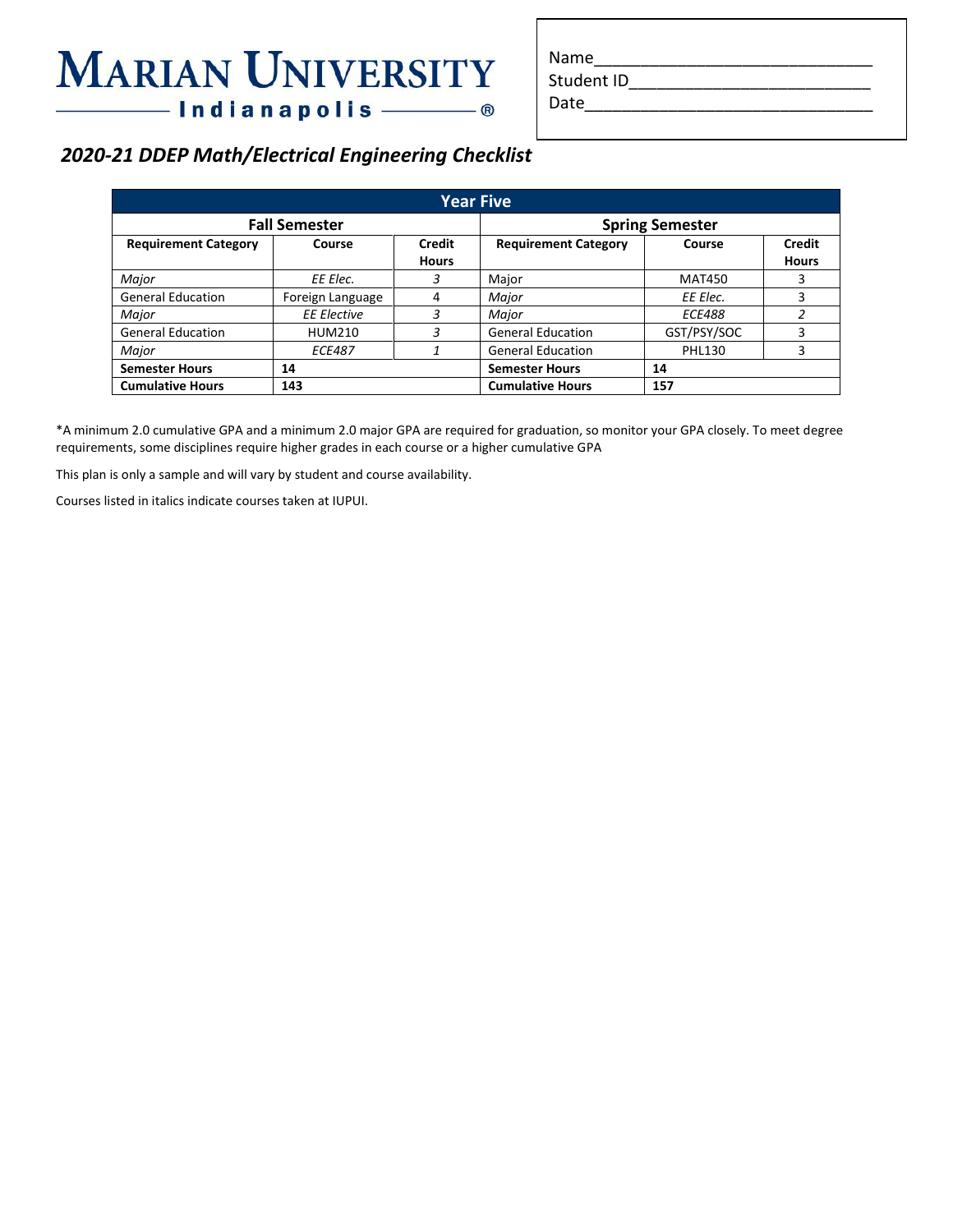# Marian University Indianapolis

Name\_\_\_\_\_\_\_\_\_\_\_\_\_\_\_\_\_\_\_\_\_\_\_\_\_\_\_\_
Student ID\_\_\_\_\_\_\_\_\_\_\_\_\_\_\_\_\_\_\_\_\_\_\_\_\_\_\_\_
Date\_\_\_\_\_\_\_\_\_\_\_\_\_\_\_\_\_\_\_\_\_\_\_\_\_\_\_\_

## *2020-21 DDEP Math/Electrical Engineering Checklist*

| Year Five | | | | | |
|---|---|---|---|---|---|
| **Fall Semester** | | | **Spring Semester** | | |
| **Requirement Category** | **Course** | **Credit Hours** | **Requirement Category** | **Course** | **Credit Hours** |
| *Major* | *EE Elec.* | *3* | Major | MAT450 | 3 |
| General Education | Foreign Language | 4 | *Major* | *EE Elec.* | 3 |
| *Major* | *EE Elective* | *3* | *Major* | *ECE488* | *2* |
| General Education | HUM210 | *3* | General Education | GST/PSY/SOC | 3 |
| *Major* | *ECE487* | *1* | General Education | PHL130 | 3 |
| **Semester Hours** | **14** | | **Semester Hours** | **14** | |
| **Cumulative Hours** | **143** | | **Cumulative Hours** | **157** | |

*A minimum 2.0 cumulative GPA and a minimum 2.0 major GPA are required for graduation, so monitor your GPA closely. To meet degree requirements, some disciplines require higher grades in each course or a higher cumulative GPA

This plan is only a sample and will vary by student and course availability.

Courses listed in italics indicate courses taken at IUPUI.